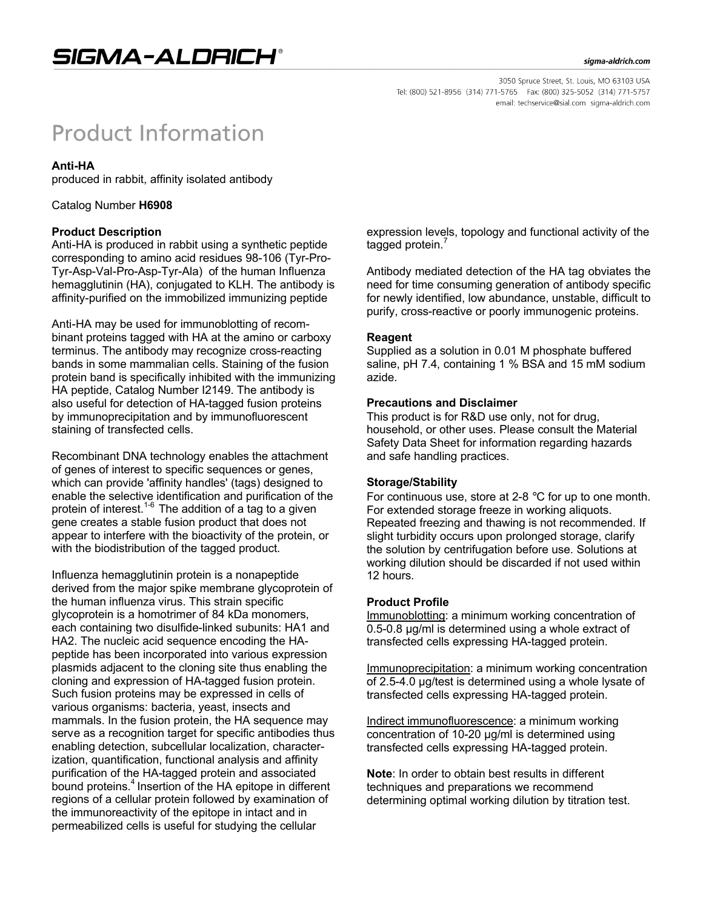# SIGMA-ALDRICH®

sigma-aldrich.com

3050 Spruce Street, St. Louis, MO 63103 USA
Tel: (800) 521-8956 (314) 771-5765 Fax: (800) 325-5052 (314) 771-5757
email: techservice@sial.com sigma-aldrich.com

# Product Information

**Anti-HA**
produced in rabbit, affinity isolated antibody

Catalog Number **H6908**

### Product Description

Anti-HA is produced in rabbit using a synthetic peptide corresponding to amino acid residues 98-106 (Tyr-Pro-Tyr-Asp-Val-Pro-Asp-Tyr-Ala) of the human Influenza hemagglutinin (HA), conjugated to KLH. The antibody is affinity-purified on the immobilized immunizing peptide

Anti-HA may be used for immunoblotting of recombinant proteins tagged with HA at the amino or carboxy terminus. The antibody may recognize cross-reacting bands in some mammalian cells. Staining of the fusion protein band is specifically inhibited with the immunizing HA peptide, Catalog Number I2149. The antibody is also useful for detection of HA-tagged fusion proteins by immunoprecipitation and by immunofluorescent staining of transfected cells.

Recombinant DNA technology enables the attachment of genes of interest to specific sequences or genes, which can provide 'affinity handles' (tags) designed to enable the selective identification and purification of the protein of interest.[1-6] The addition of a tag to a given gene creates a stable fusion product that does not appear to interfere with the bioactivity of the protein, or with the biodistribution of the tagged product.

Influenza hemagglutinin protein is a nonapeptide derived from the major spike membrane glycoprotein of the human influenza virus. This strain specific glycoprotein is a homotrimer of 84 kDa monomers, each containing two disulfide-linked subunits: HA1 and HA2. The nucleic acid sequence encoding the HA-peptide has been incorporated into various expression plasmids adjacent to the cloning site thus enabling the cloning and expression of HA-tagged fusion protein. Such fusion proteins may be expressed in cells of various organisms: bacteria, yeast, insects and mammals. In the fusion protein, the HA sequence may serve as a recognition target for specific antibodies thus enabling detection, subcellular localization, characterization, quantification, functional analysis and affinity purification of the HA-tagged protein and associated bound proteins.[4] Insertion of the HA epitope in different regions of a cellular protein followed by examination of the immunoreactivity of the epitope in intact and in permeabilized cells is useful for studying the cellular expression levels, topology and functional activity of the tagged protein.[7]

Antibody mediated detection of the HA tag obviates the need for time consuming generation of antibody specific for newly identified, low abundance, unstable, difficult to purify, cross-reactive or poorly immunogenic proteins.

### Reagent

Supplied as a solution in 0.01 M phosphate buffered saline, pH 7.4, containing 1 % BSA and 15 mM sodium azide.

### Precautions and Disclaimer

This product is for R&D use only, not for drug, household, or other uses. Please consult the Material Safety Data Sheet for information regarding hazards and safe handling practices.

### Storage/Stability

For continuous use, store at 2-8 °C for up to one month. For extended storage freeze in working aliquots. Repeated freezing and thawing is not recommended. If slight turbidity occurs upon prolonged storage, clarify the solution by centrifugation before use. Solutions at working dilution should be discarded if not used within 12 hours.

### Product Profile

Immunoblotting: a minimum working concentration of 0.5-0.8 μg/ml is determined using a whole extract of transfected cells expressing HA-tagged protein.

Immunoprecipitation: a minimum working concentration of 2.5-4.0 μg/test is determined using a whole lysate of transfected cells expressing HA-tagged protein.

Indirect immunofluorescence: a minimum working concentration of 10-20 μg/ml is determined using transfected cells expressing HA-tagged protein.

**Note**: In order to obtain best results in different techniques and preparations we recommend determining optimal working dilution by titration test.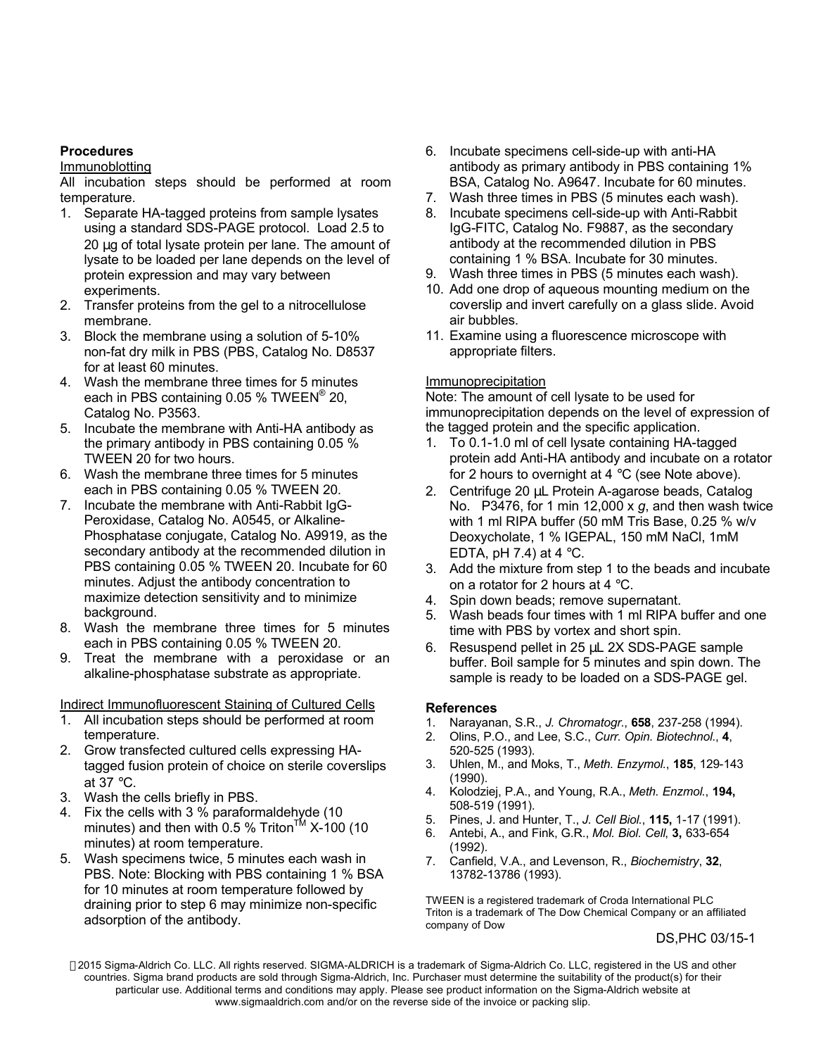## Procedures

### Immunoblotting

All incubation steps should be performed at room temperature.

1. Separate HA-tagged proteins from sample lysates using a standard SDS-PAGE protocol. Load 2.5 to 20 µg of total lysate protein per lane. The amount of lysate to be loaded per lane depends on the level of protein expression and may vary between experiments.
2. Transfer proteins from the gel to a nitrocellulose membrane.
3. Block the membrane using a solution of 5-10% non-fat dry milk in PBS (PBS, Catalog No. D8537 for at least 60 minutes.
4. Wash the membrane three times for 5 minutes each in PBS containing 0.05 % TWEEN® 20, Catalog No. P3563.
5. Incubate the membrane with Anti-HA antibody as the primary antibody in PBS containing 0.05 % TWEEN 20 for two hours.
6. Wash the membrane three times for 5 minutes each in PBS containing 0.05 % TWEEN 20.
7. Incubate the membrane with Anti-Rabbit IgG-Peroxidase, Catalog No. A0545, or Alkaline-Phosphatase conjugate, Catalog No. A9919, as the secondary antibody at the recommended dilution in PBS containing 0.05 % TWEEN 20. Incubate for 60 minutes. Adjust the antibody concentration to maximize detection sensitivity and to minimize background.
8. Wash the membrane three times for 5 minutes each in PBS containing 0.05 % TWEEN 20.
9. Treat the membrane with a peroxidase or an alkaline-phosphatase substrate as appropriate.

### Indirect Immunofluorescent Staining of Cultured Cells

1. All incubation steps should be performed at room temperature.
2. Grow transfected cultured cells expressing HA-tagged fusion protein of choice on sterile coverslips at 37 °C.
3. Wash the cells briefly in PBS.
4. Fix the cells with 3 % paraformaldehyde (10 minutes) and then with 0.5 % Triton™ X-100 (10 minutes) at room temperature.
5. Wash specimens twice, 5 minutes each wash in PBS. Note: Blocking with PBS containing 1 % BSA for 10 minutes at room temperature followed by draining prior to step 6 may minimize non-specific adsorption of the antibody.
6. Incubate specimens cell-side-up with anti-HA antibody as primary antibody in PBS containing 1% BSA, Catalog No. A9647. Incubate for 60 minutes.
7. Wash three times in PBS (5 minutes each wash).
8. Incubate specimens cell-side-up with Anti-Rabbit IgG-FITC, Catalog No. F9887, as the secondary antibody at the recommended dilution in PBS containing 1 % BSA. Incubate for 30 minutes.
9. Wash three times in PBS (5 minutes each wash).
10. Add one drop of aqueous mounting medium on the coverslip and invert carefully on a glass slide. Avoid air bubbles.
11. Examine using a fluorescence microscope with appropriate filters.

### Immunoprecipitation

Note: The amount of cell lysate to be used for immunoprecipitation depends on the level of expression of the tagged protein and the specific application.

1. To 0.1-1.0 ml of cell lysate containing HA-tagged protein add Anti-HA antibody and incubate on a rotator for 2 hours to overnight at 4 °C (see Note above).
2. Centrifuge 20 µL Protein A-agarose beads, Catalog No. P3476, for 1 min 12,000 x *g*, and then wash twice with 1 ml RIPA buffer (50 mM Tris Base, 0.25 % w/v Deoxycholate, 1 % IGEPAL, 150 mM NaCl, 1mM EDTA, pH 7.4) at 4 °C.
3. Add the mixture from step 1 to the beads and incubate on a rotator for 2 hours at 4 °C.
4. Spin down beads; remove supernatant.
5. Wash beads four times with 1 ml RIPA buffer and one time with PBS by vortex and short spin.
6. Resuspend pellet in 25 µL 2X SDS-PAGE sample buffer. Boil sample for 5 minutes and spin down. The sample is ready to be loaded on a SDS-PAGE gel.

## References

1. Narayanan, S.R., *J. Chromatogr.*, **658**, 237-258 (1994).
2. Olins, P.O., and Lee, S.C., *Curr. Opin. Biotechnol.*, **4**, 520-525 (1993).
3. Uhlen, M., and Moks, T., *Meth. Enzymol.*, **185**, 129-143 (1990).
4. Kolodziej, P.A., and Young, R.A., *Meth. Enzmol.*, **194,** 508-519 (1991).
5. Pines, J. and Hunter, T., *J. Cell Biol.*, **115,** 1-17 (1991).
6. Antebi, A., and Fink, G.R., *Mol. Biol. Cell*, **3,** 633-654 (1992).
7. Canfield, V.A., and Levenson, R., *Biochemistry*, **32**, 13782-13786 (1993).

TWEEN is a registered trademark of Croda International PLC
Triton is a trademark of The Dow Chemical Company or an affiliated company of Dow

DS,PHC 03/15-1

©2015 Sigma-Aldrich Co. LLC. All rights reserved. SIGMA-ALDRICH is a trademark of Sigma-Aldrich Co. LLC, registered in the US and other countries. Sigma brand products are sold through Sigma-Aldrich, Inc. Purchaser must determine the suitability of the product(s) for their particular use. Additional terms and conditions may apply. Please see product information on the Sigma-Aldrich website at www.sigmaaldrich.com and/or on the reverse side of the invoice or packing slip.